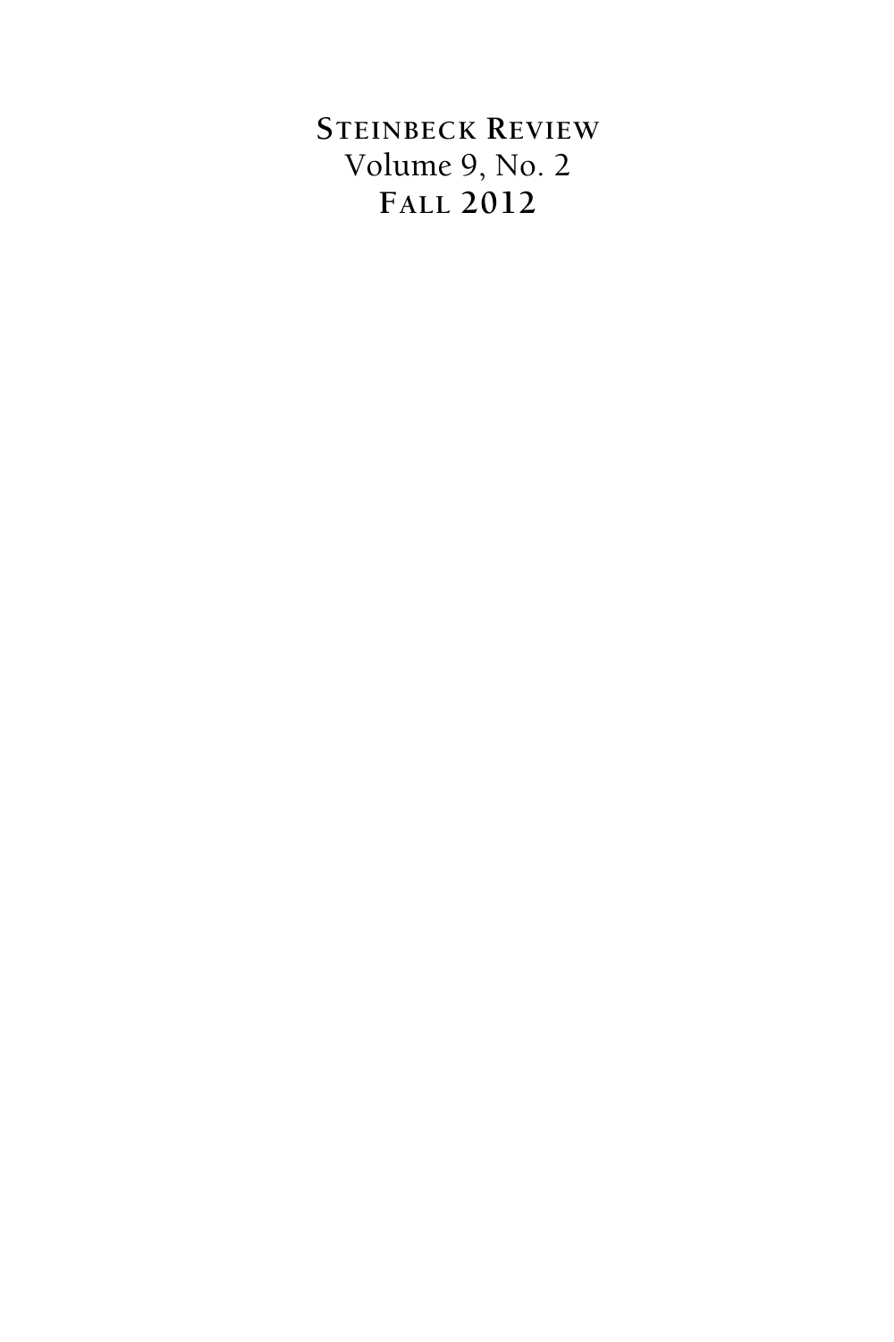# Steinbeck Review
Volume 9, No. 2
Fall 2012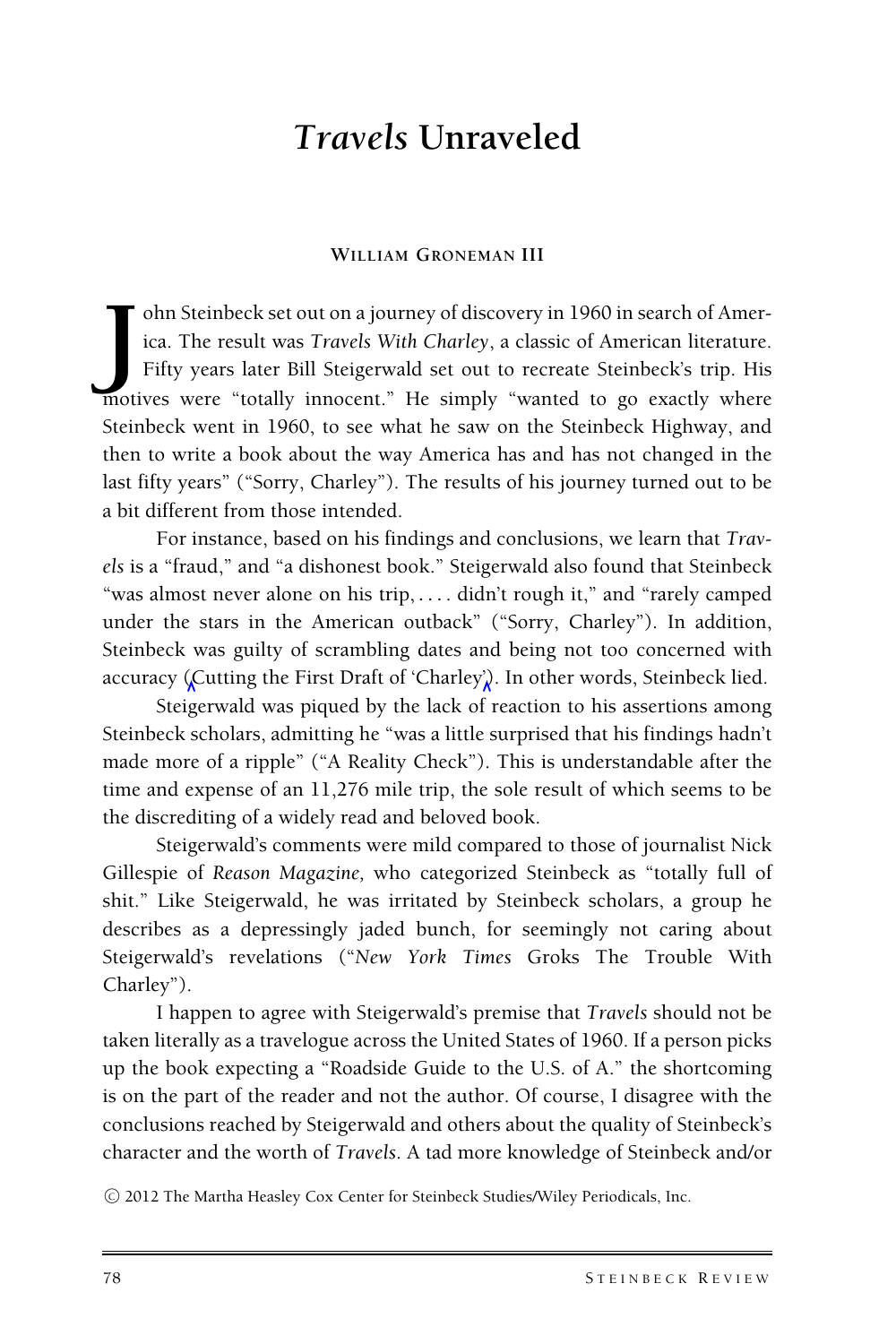# *Travels* Unraveled

**William Groneman III**

John Steinbeck set out on a journey of discovery in 1960 in search of America. The result was *Travels With Charley*, a classic of American literature. Fifty years later Bill Steigerwald set out to recreate Steinbeck's trip. His motives were "totally innocent." He simply "wanted to go exactly where Steinbeck went in 1960, to see what he saw on the Steinbeck Highway, and then to write a book about the way America has and has not changed in the last fifty years" ("Sorry, Charley"). The results of his journey turned out to be a bit different from those intended.

For instance, based on his findings and conclusions, we learn that *Travels* is a "fraud," and "a dishonest book." Steigerwald also found that Steinbeck "was almost never alone on his trip, . . . . didn't rough it," and "rarely camped under the stars in the American outback" ("Sorry, Charley"). In addition, Steinbeck was guilty of scrambling dates and being not too concerned with accuracy (Cutting the First Draft of 'Charley'). In other words, Steinbeck lied.

Steigerwald was piqued by the lack of reaction to his assertions among Steinbeck scholars, admitting he "was a little surprised that his findings hadn't made more of a ripple" ("A Reality Check"). This is understandable after the time and expense of an 11,276 mile trip, the sole result of which seems to be the discrediting of a widely read and beloved book.

Steigerwald's comments were mild compared to those of journalist Nick Gillespie of *Reason Magazine,* who categorized Steinbeck as "totally full of shit." Like Steigerwald, he was irritated by Steinbeck scholars, a group he describes as a depressingly jaded bunch, for seemingly not caring about Steigerwald's revelations ("*New York Times* Groks The Trouble With Charley").

I happen to agree with Steigerwald's premise that *Travels* should not be taken literally as a travelogue across the United States of 1960. If a person picks up the book expecting a "Roadside Guide to the U.S. of A." the shortcoming is on the part of the reader and not the author. Of course, I disagree with the conclusions reached by Steigerwald and others about the quality of Steinbeck's character and the worth of *Travels*. A tad more knowledge of Steinbeck and/or

© 2012 The Martha Heasley Cox Center for Steinbeck Studies/Wiley Periodicals, Inc.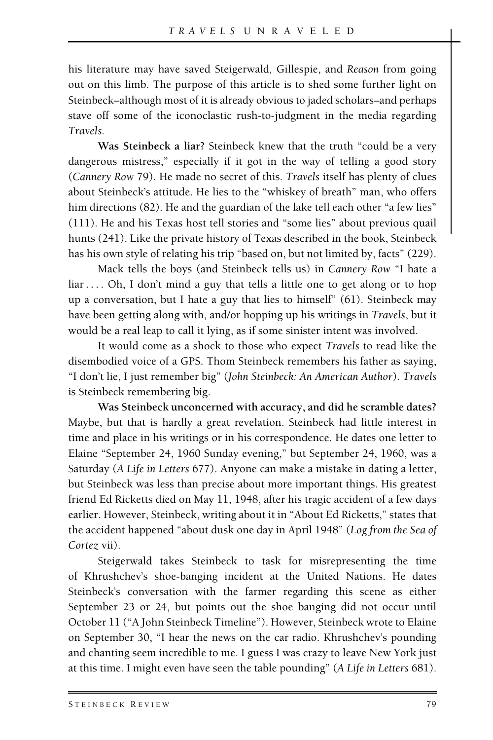his literature may have saved Steigerwald, Gillespie, and *Reason* from going out on this limb. The purpose of this article is to shed some further light on Steinbeck–although most of it is already obvious to jaded scholars–and perhaps stave off some of the iconoclastic rush-to-judgment in the media regarding *Travels.*

**Was Steinbeck a liar?** Steinbeck knew that the truth "could be a very dangerous mistress," especially if it got in the way of telling a good story (*Cannery Row* 79). He made no secret of this. *Travels* itself has plenty of clues about Steinbeck's attitude. He lies to the "whiskey of breath" man, who offers him directions (82). He and the guardian of the lake tell each other "a few lies" (111). He and his Texas host tell stories and "some lies" about previous quail hunts (241). Like the private history of Texas described in the book, Steinbeck has his own style of relating his trip "based on, but not limited by, facts" (229).

Mack tells the boys (and Steinbeck tells us) in *Cannery Row* "I hate a liar . . . . Oh, I don't mind a guy that tells a little one to get along or to hop up a conversation, but I hate a guy that lies to himself" (61). Steinbeck may have been getting along with, and/or hopping up his writings in *Travels*, but it would be a real leap to call it lying, as if some sinister intent was involved.

It would come as a shock to those who expect *Travels* to read like the disembodied voice of a GPS. Thom Steinbeck remembers his father as saying, "I don't lie, I just remember big" (*John Steinbeck: An American Author*). *Travels* is Steinbeck remembering big.

**Was Steinbeck unconcerned with accuracy, and did he scramble dates?** Maybe, but that is hardly a great revelation. Steinbeck had little interest in time and place in his writings or in his correspondence. He dates one letter to Elaine "September 24, 1960 Sunday evening," but September 24, 1960, was a Saturday (*A Life in Letters* 677). Anyone can make a mistake in dating a letter, but Steinbeck was less than precise about more important things. His greatest friend Ed Ricketts died on May 11, 1948, after his tragic accident of a few days earlier. However, Steinbeck, writing about it in "About Ed Ricketts," states that the accident happened "about dusk one day in April 1948" (*Log from the Sea of Cortez* vii).

Steigerwald takes Steinbeck to task for misrepresenting the time of Khrushchev's shoe-banging incident at the United Nations. He dates Steinbeck's conversation with the farmer regarding this scene as either September 23 or 24, but points out the shoe banging did not occur until October 11 ("A John Steinbeck Timeline"). However, Steinbeck wrote to Elaine on September 30, "I hear the news on the car radio. Khrushchev's pounding and chanting seem incredible to me. I guess I was crazy to leave New York just at this time. I might even have seen the table pounding" (*A Life in Letters* 681).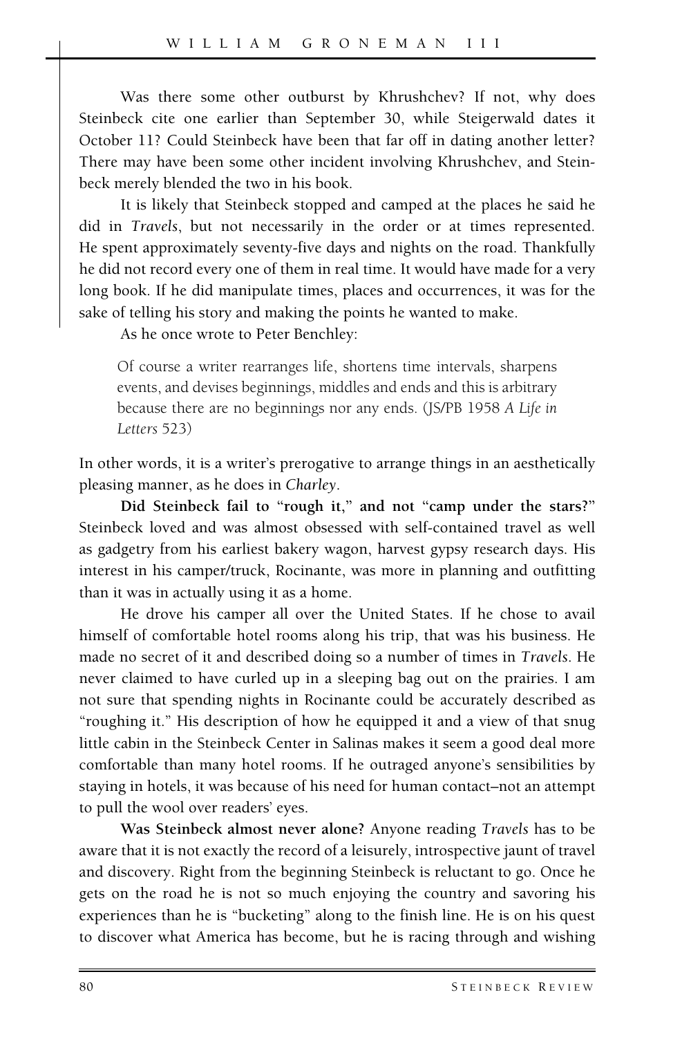Was there some other outburst by Khrushchev? If not, why does Steinbeck cite one earlier than September 30, while Steigerwald dates it October 11? Could Steinbeck have been that far off in dating another letter? There may have been some other incident involving Khrushchev, and Steinbeck merely blended the two in his book.

It is likely that Steinbeck stopped and camped at the places he said he did in *Travels*, but not necessarily in the order or at times represented. He spent approximately seventy-five days and nights on the road. Thankfully he did not record every one of them in real time. It would have made for a very long book. If he did manipulate times, places and occurrences, it was for the sake of telling his story and making the points he wanted to make.

As he once wrote to Peter Benchley:

> Of course a writer rearranges life, shortens time intervals, sharpens events, and devises beginnings, middles and ends and this is arbitrary because there are no beginnings nor any ends. (JS/PB 1958 *A Life in Letters* 523)

In other words, it is a writer's prerogative to arrange things in an aesthetically pleasing manner, as he does in *Charley*.

**Did Steinbeck fail to "rough it," and not "camp under the stars?"** Steinbeck loved and was almost obsessed with self-contained travel as well as gadgetry from his earliest bakery wagon, harvest gypsy research days. His interest in his camper/truck, Rocinante, was more in planning and outfitting than it was in actually using it as a home.

He drove his camper all over the United States. If he chose to avail himself of comfortable hotel rooms along his trip, that was his business. He made no secret of it and described doing so a number of times in *Travels*. He never claimed to have curled up in a sleeping bag out on the prairies. I am not sure that spending nights in Rocinante could be accurately described as "roughing it." His description of how he equipped it and a view of that snug little cabin in the Steinbeck Center in Salinas makes it seem a good deal more comfortable than many hotel rooms. If he outraged anyone's sensibilities by staying in hotels, it was because of his need for human contact–not an attempt to pull the wool over readers' eyes.

**Was Steinbeck almost never alone?** Anyone reading *Travels* has to be aware that it is not exactly the record of a leisurely, introspective jaunt of travel and discovery. Right from the beginning Steinbeck is reluctant to go. Once he gets on the road he is not so much enjoying the country and savoring his experiences than he is "bucketing" along to the finish line. He is on his quest to discover what America has become, but he is racing through and wishing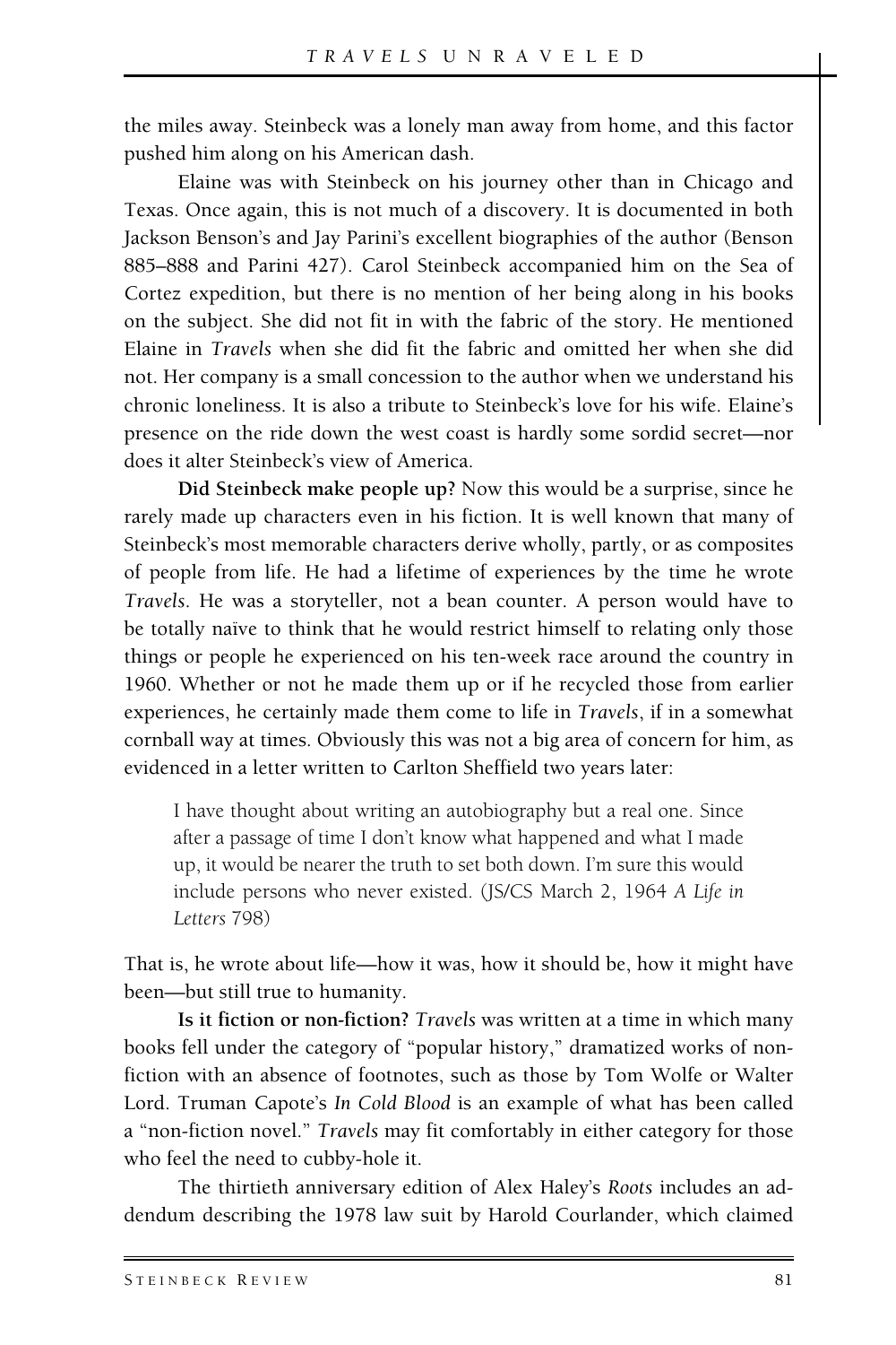the miles away. Steinbeck was a lonely man away from home, and this factor pushed him along on his American dash.

Elaine was with Steinbeck on his journey other than in Chicago and Texas. Once again, this is not much of a discovery. It is documented in both Jackson Benson's and Jay Parini's excellent biographies of the author (Benson 885–888 and Parini 427). Carol Steinbeck accompanied him on the Sea of Cortez expedition, but there is no mention of her being along in his books on the subject. She did not fit in with the fabric of the story. He mentioned Elaine in *Travels* when she did fit the fabric and omitted her when she did not. Her company is a small concession to the author when we understand his chronic loneliness. It is also a tribute to Steinbeck's love for his wife. Elaine's presence on the ride down the west coast is hardly some sordid secret—nor does it alter Steinbeck's view of America.

**Did Steinbeck make people up?** Now this would be a surprise, since he rarely made up characters even in his fiction. It is well known that many of Steinbeck's most memorable characters derive wholly, partly, or as composites of people from life. He had a lifetime of experiences by the time he wrote *Travels*. He was a storyteller, not a bean counter. A person would have to be totally naïve to think that he would restrict himself to relating only those things or people he experienced on his ten-week race around the country in 1960. Whether or not he made them up or if he recycled those from earlier experiences, he certainly made them come to life in *Travels*, if in a somewhat cornball way at times. Obviously this was not a big area of concern for him, as evidenced in a letter written to Carlton Sheffield two years later:

> I have thought about writing an autobiography but a real one. Since after a passage of time I don't know what happened and what I made up, it would be nearer the truth to set both down. I'm sure this would include persons who never existed. (JS/CS March 2, 1964 *A Life in Letters* 798)

That is, he wrote about life—how it was, how it should be, how it might have been—but still true to humanity.

**Is it fiction or non-fiction?** *Travels* was written at a time in which many books fell under the category of "popular history," dramatized works of non-fiction with an absence of footnotes, such as those by Tom Wolfe or Walter Lord. Truman Capote's *In Cold Blood* is an example of what has been called a "non-fiction novel." *Travels* may fit comfortably in either category for those who feel the need to cubby-hole it.

The thirtieth anniversary edition of Alex Haley's *Roots* includes an addendum describing the 1978 law suit by Harold Courlander, which claimed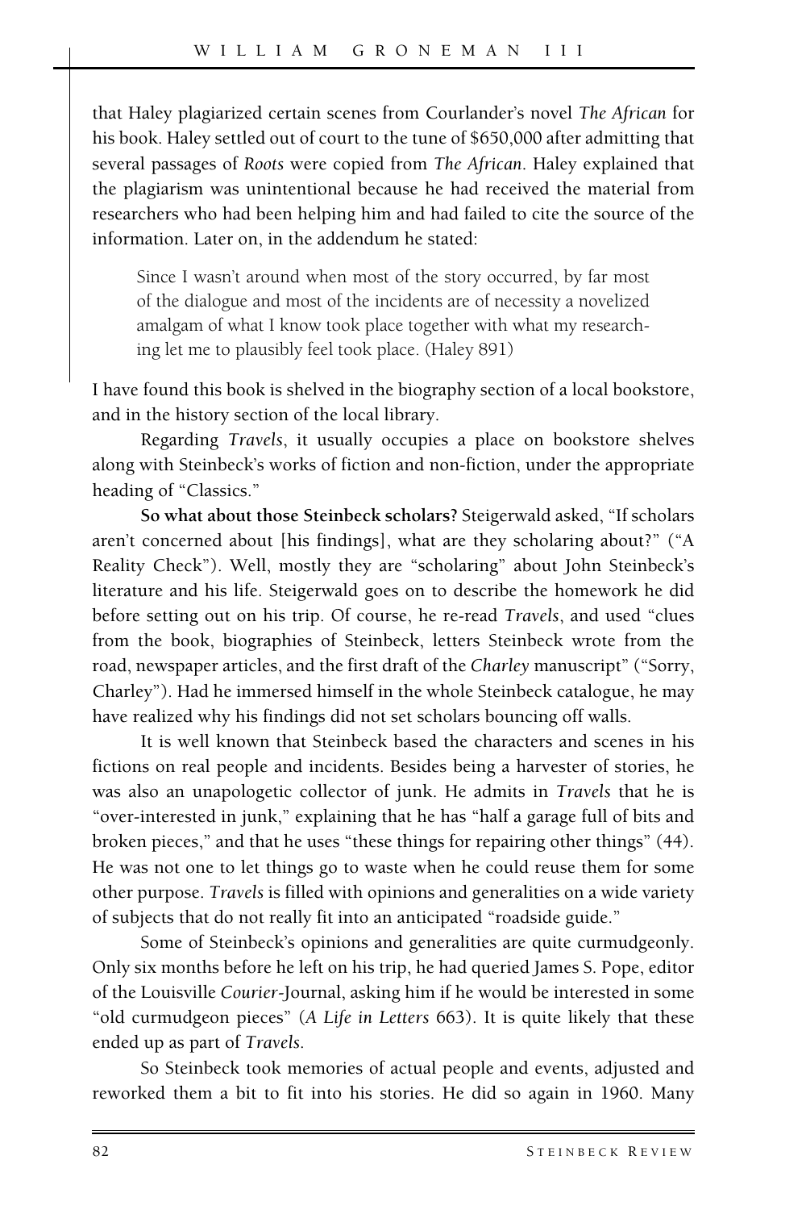that Haley plagiarized certain scenes from Courlander's novel *The African* for his book. Haley settled out of court to the tune of $650,000 after admitting that several passages of *Roots* were copied from *The African*. Haley explained that the plagiarism was unintentional because he had received the material from researchers who had been helping him and had failed to cite the source of the information. Later on, in the addendum he stated:

> Since I wasn't around when most of the story occurred, by far most of the dialogue and most of the incidents are of necessity a novelized amalgam of what I know took place together with what my researching let me to plausibly feel took place. (Haley 891)

I have found this book is shelved in the biography section of a local bookstore, and in the history section of the local library.

Regarding *Travels*, it usually occupies a place on bookstore shelves along with Steinbeck's works of fiction and non-fiction, under the appropriate heading of "Classics."

**So what about those Steinbeck scholars?** Steigerwald asked, "If scholars aren't concerned about [his findings], what are they scholaring about?" ("A Reality Check"). Well, mostly they are "scholaring" about John Steinbeck's literature and his life. Steigerwald goes on to describe the homework he did before setting out on his trip. Of course, he re-read *Travels*, and used "clues from the book, biographies of Steinbeck, letters Steinbeck wrote from the road, newspaper articles, and the first draft of the *Charley* manuscript" ("Sorry, Charley"). Had he immersed himself in the whole Steinbeck catalogue, he may have realized why his findings did not set scholars bouncing off walls.

It is well known that Steinbeck based the characters and scenes in his fictions on real people and incidents. Besides being a harvester of stories, he was also an unapologetic collector of junk. He admits in *Travels* that he is "over-interested in junk," explaining that he has "half a garage full of bits and broken pieces," and that he uses "these things for repairing other things" (44). He was not one to let things go to waste when he could reuse them for some other purpose. *Travels* is filled with opinions and generalities on a wide variety of subjects that do not really fit into an anticipated "roadside guide."

Some of Steinbeck's opinions and generalities are quite curmudgeonly. Only six months before he left on his trip, he had queried James S. Pope, editor of the Louisville *Courier*-Journal, asking him if he would be interested in some "old curmudgeon pieces" (*A Life in Letters* 663). It is quite likely that these ended up as part of *Travels*.

So Steinbeck took memories of actual people and events, adjusted and reworked them a bit to fit into his stories. He did so again in 1960. Many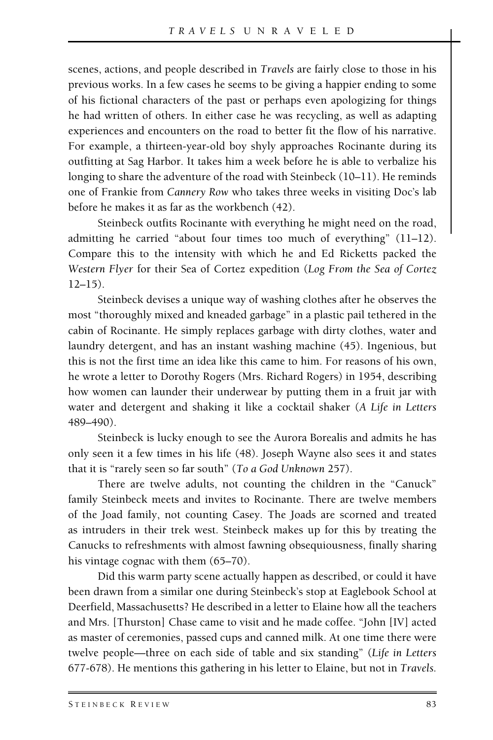scenes, actions, and people described in *Travels* are fairly close to those in his previous works. In a few cases he seems to be giving a happier ending to some of his fictional characters of the past or perhaps even apologizing for things he had written of others. In either case he was recycling, as well as adapting experiences and encounters on the road to better fit the flow of his narrative. For example, a thirteen-year-old boy shyly approaches Rocinante during its outfitting at Sag Harbor. It takes him a week before he is able to verbalize his longing to share the adventure of the road with Steinbeck (10–11). He reminds one of Frankie from *Cannery Row* who takes three weeks in visiting Doc's lab before he makes it as far as the workbench (42).

Steinbeck outfits Rocinante with everything he might need on the road, admitting he carried "about four times too much of everything" (11–12). Compare this to the intensity with which he and Ed Ricketts packed the *Western Flyer* for their Sea of Cortez expedition (*Log From the Sea of Cortez* 12–15).

Steinbeck devises a unique way of washing clothes after he observes the most "thoroughly mixed and kneaded garbage" in a plastic pail tethered in the cabin of Rocinante. He simply replaces garbage with dirty clothes, water and laundry detergent, and has an instant washing machine (45). Ingenious, but this is not the first time an idea like this came to him. For reasons of his own, he wrote a letter to Dorothy Rogers (Mrs. Richard Rogers) in 1954, describing how women can launder their underwear by putting them in a fruit jar with water and detergent and shaking it like a cocktail shaker (*A Life in Letters* 489–490).

Steinbeck is lucky enough to see the Aurora Borealis and admits he has only seen it a few times in his life (48). Joseph Wayne also sees it and states that it is "rarely seen so far south" (*To a God Unknown* 257).

There are twelve adults, not counting the children in the "Canuck" family Steinbeck meets and invites to Rocinante. There are twelve members of the Joad family, not counting Casey. The Joads are scorned and treated as intruders in their trek west. Steinbeck makes up for this by treating the Canucks to refreshments with almost fawning obsequiousness, finally sharing his vintage cognac with them (65–70).

Did this warm party scene actually happen as described, or could it have been drawn from a similar one during Steinbeck's stop at Eaglebook School at Deerfield, Massachusetts? He described in a letter to Elaine how all the teachers and Mrs. [Thurston] Chase came to visit and he made coffee. "John [IV] acted as master of ceremonies, passed cups and canned milk. At one time there were twelve people—three on each side of table and six standing" (*Life in Letters* 677-678). He mentions this gathering in his letter to Elaine, but not in *Travels*.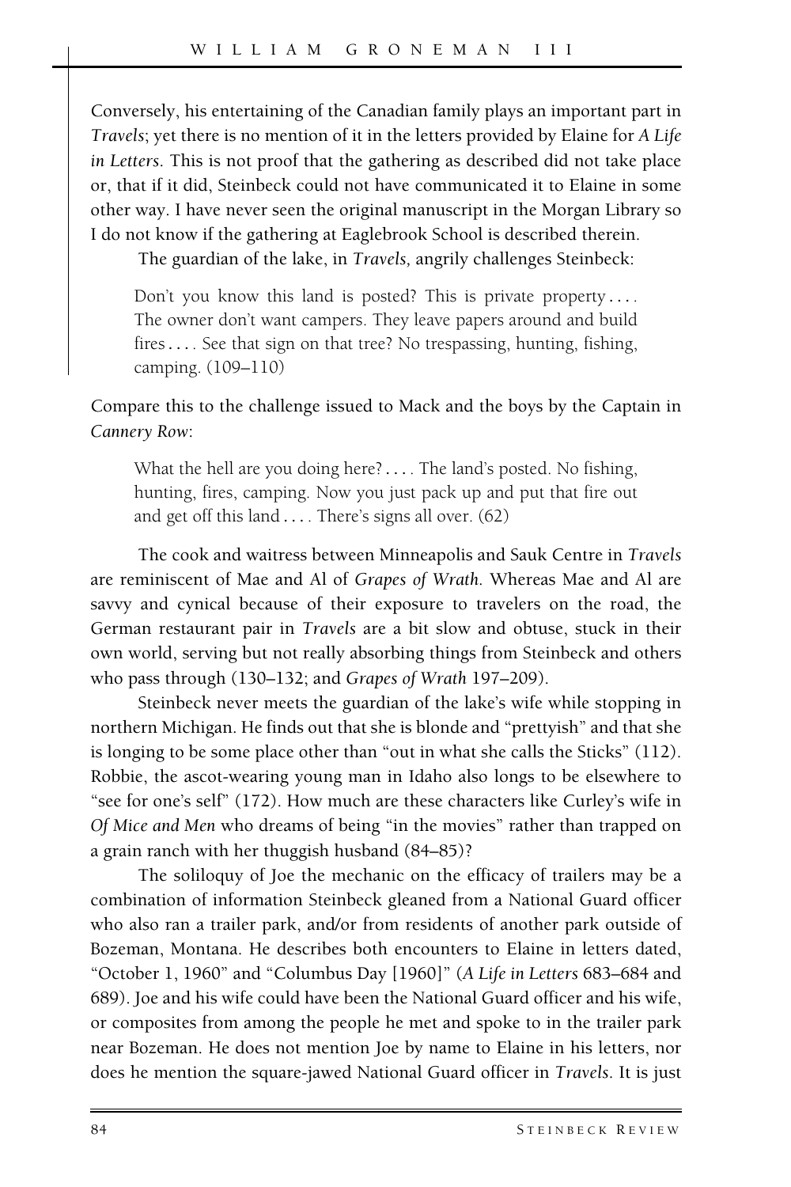Conversely, his entertaining of the Canadian family plays an important part in *Travels*; yet there is no mention of it in the letters provided by Elaine for *A Life in Letters*. This is not proof that the gathering as described did not take place or, that if it did, Steinbeck could not have communicated it to Elaine in some other way. I have never seen the original manuscript in the Morgan Library so I do not know if the gathering at Eaglebrook School is described therein.

The guardian of the lake, in *Travels,* angrily challenges Steinbeck:

> Don't you know this land is posted? This is private property . . . . The owner don't want campers. They leave papers around and build fires . . . . See that sign on that tree? No trespassing, hunting, fishing, camping. (109–110)

Compare this to the challenge issued to Mack and the boys by the Captain in *Cannery Row*:

> What the hell are you doing here? . . . . The land's posted. No fishing, hunting, fires, camping. Now you just pack up and put that fire out and get off this land . . . . There's signs all over. (62)

The cook and waitress between Minneapolis and Sauk Centre in *Travels* are reminiscent of Mae and Al of *Grapes of Wrath*. Whereas Mae and Al are savvy and cynical because of their exposure to travelers on the road, the German restaurant pair in *Travels* are a bit slow and obtuse, stuck in their own world, serving but not really absorbing things from Steinbeck and others who pass through (130–132; and *Grapes of Wrath* 197–209).

Steinbeck never meets the guardian of the lake's wife while stopping in northern Michigan. He finds out that she is blonde and "prettyish" and that she is longing to be some place other than "out in what she calls the Sticks" (112). Robbie, the ascot-wearing young man in Idaho also longs to be elsewhere to "see for one's self" (172). How much are these characters like Curley's wife in *Of Mice and Men* who dreams of being "in the movies" rather than trapped on a grain ranch with her thuggish husband (84–85)?

The soliloquy of Joe the mechanic on the efficacy of trailers may be a combination of information Steinbeck gleaned from a National Guard officer who also ran a trailer park, and/or from residents of another park outside of Bozeman, Montana. He describes both encounters to Elaine in letters dated, "October 1, 1960" and "Columbus Day [1960]" (*A Life in Letters* 683–684 and 689). Joe and his wife could have been the National Guard officer and his wife, or composites from among the people he met and spoke to in the trailer park near Bozeman. He does not mention Joe by name to Elaine in his letters, nor does he mention the square-jawed National Guard officer in *Travels*. It is just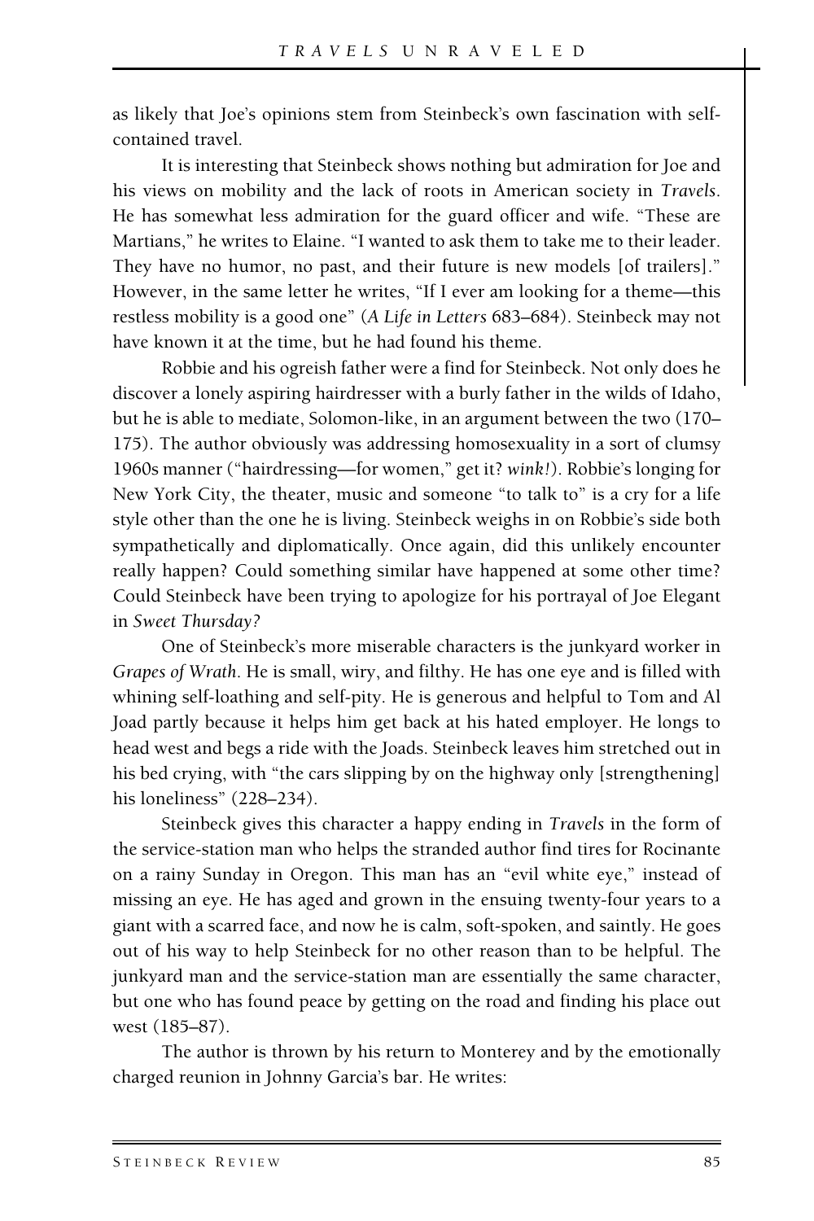as likely that Joe's opinions stem from Steinbeck's own fascination with self-contained travel.

It is interesting that Steinbeck shows nothing but admiration for Joe and his views on mobility and the lack of roots in American society in *Travels*. He has somewhat less admiration for the guard officer and wife. "These are Martians," he writes to Elaine. "I wanted to ask them to take me to their leader. They have no humor, no past, and their future is new models [of trailers]." However, in the same letter he writes, "If I ever am looking for a theme—this restless mobility is a good one" (*A Life in Letters* 683–684). Steinbeck may not have known it at the time, but he had found his theme.

Robbie and his ogreish father were a find for Steinbeck. Not only does he discover a lonely aspiring hairdresser with a burly father in the wilds of Idaho, but he is able to mediate, Solomon-like, in an argument between the two (170–175). The author obviously was addressing homosexuality in a sort of clumsy 1960s manner ("hairdressing—for women," get it? *wink!*). Robbie's longing for New York City, the theater, music and someone "to talk to" is a cry for a life style other than the one he is living. Steinbeck weighs in on Robbie's side both sympathetically and diplomatically. Once again, did this unlikely encounter really happen? Could something similar have happened at some other time? Could Steinbeck have been trying to apologize for his portrayal of Joe Elegant in *Sweet Thursday?*

One of Steinbeck's more miserable characters is the junkyard worker in *Grapes of Wrath*. He is small, wiry, and filthy. He has one eye and is filled with whining self-loathing and self-pity. He is generous and helpful to Tom and Al Joad partly because it helps him get back at his hated employer. He longs to head west and begs a ride with the Joads. Steinbeck leaves him stretched out in his bed crying, with "the cars slipping by on the highway only [strengthening] his loneliness" (228–234).

Steinbeck gives this character a happy ending in *Travels* in the form of the service-station man who helps the stranded author find tires for Rocinante on a rainy Sunday in Oregon. This man has an "evil white eye," instead of missing an eye. He has aged and grown in the ensuing twenty-four years to a giant with a scarred face, and now he is calm, soft-spoken, and saintly. He goes out of his way to help Steinbeck for no other reason than to be helpful. The junkyard man and the service-station man are essentially the same character, but one who has found peace by getting on the road and finding his place out west (185–87).

The author is thrown by his return to Monterey and by the emotionally charged reunion in Johnny Garcia's bar. He writes: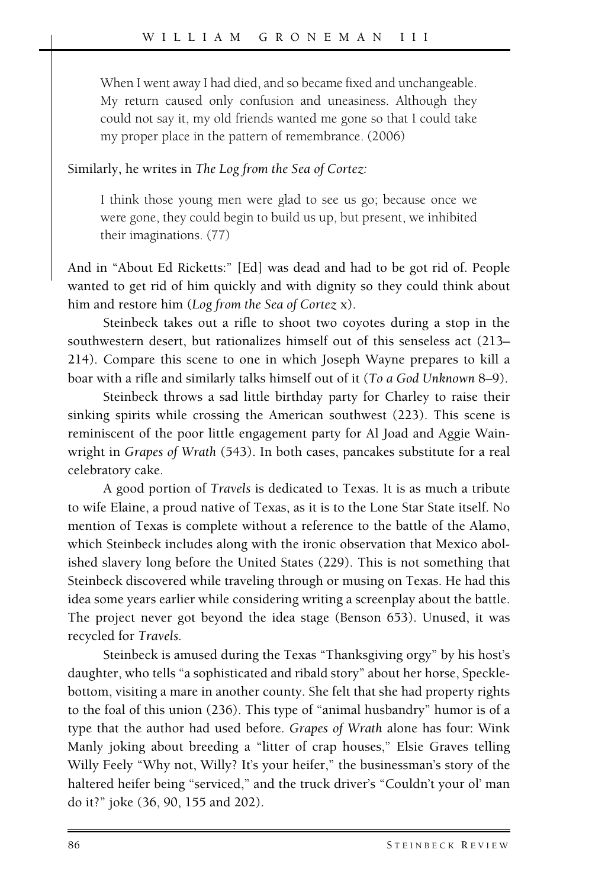> When I went away I had died, and so became fixed and unchangeable. My return caused only confusion and uneasiness. Although they could not say it, my old friends wanted me gone so that I could take my proper place in the pattern of remembrance. (2006)

Similarly, he writes in *The Log from the Sea of Cortez:*

> I think those young men were glad to see us go; because once we were gone, they could begin to build us up, but present, we inhibited their imaginations. (77)

And in "About Ed Ricketts:" [Ed] was dead and had to be got rid of. People wanted to get rid of him quickly and with dignity so they could think about him and restore him (*Log from the Sea of Cortez* x).

Steinbeck takes out a rifle to shoot two coyotes during a stop in the southwestern desert, but rationalizes himself out of this senseless act (213–214). Compare this scene to one in which Joseph Wayne prepares to kill a boar with a rifle and similarly talks himself out of it (*To a God Unknown* 8–9).

Steinbeck throws a sad little birthday party for Charley to raise their sinking spirits while crossing the American southwest (223). This scene is reminiscent of the poor little engagement party for Al Joad and Aggie Wainwright in *Grapes of Wrath* (543). In both cases, pancakes substitute for a real celebratory cake.

A good portion of *Travels* is dedicated to Texas. It is as much a tribute to wife Elaine, a proud native of Texas, as it is to the Lone Star State itself. No mention of Texas is complete without a reference to the battle of the Alamo, which Steinbeck includes along with the ironic observation that Mexico abolished slavery long before the United States (229). This is not something that Steinbeck discovered while traveling through or musing on Texas. He had this idea some years earlier while considering writing a screenplay about the battle. The project never got beyond the idea stage (Benson 653). Unused, it was recycled for *Travels.*

Steinbeck is amused during the Texas "Thanksgiving orgy" by his host's daughter, who tells "a sophisticated and ribald story" about her horse, Specklebottom, visiting a mare in another county. She felt that she had property rights to the foal of this union (236). This type of "animal husbandry" humor is of a type that the author had used before. *Grapes of Wrath* alone has four: Wink Manly joking about breeding a "litter of crap houses," Elsie Graves telling Willy Feely "Why not, Willy? It's your heifer," the businessman's story of the haltered heifer being "serviced," and the truck driver's "Couldn't your ol' man do it?" joke (36, 90, 155 and 202).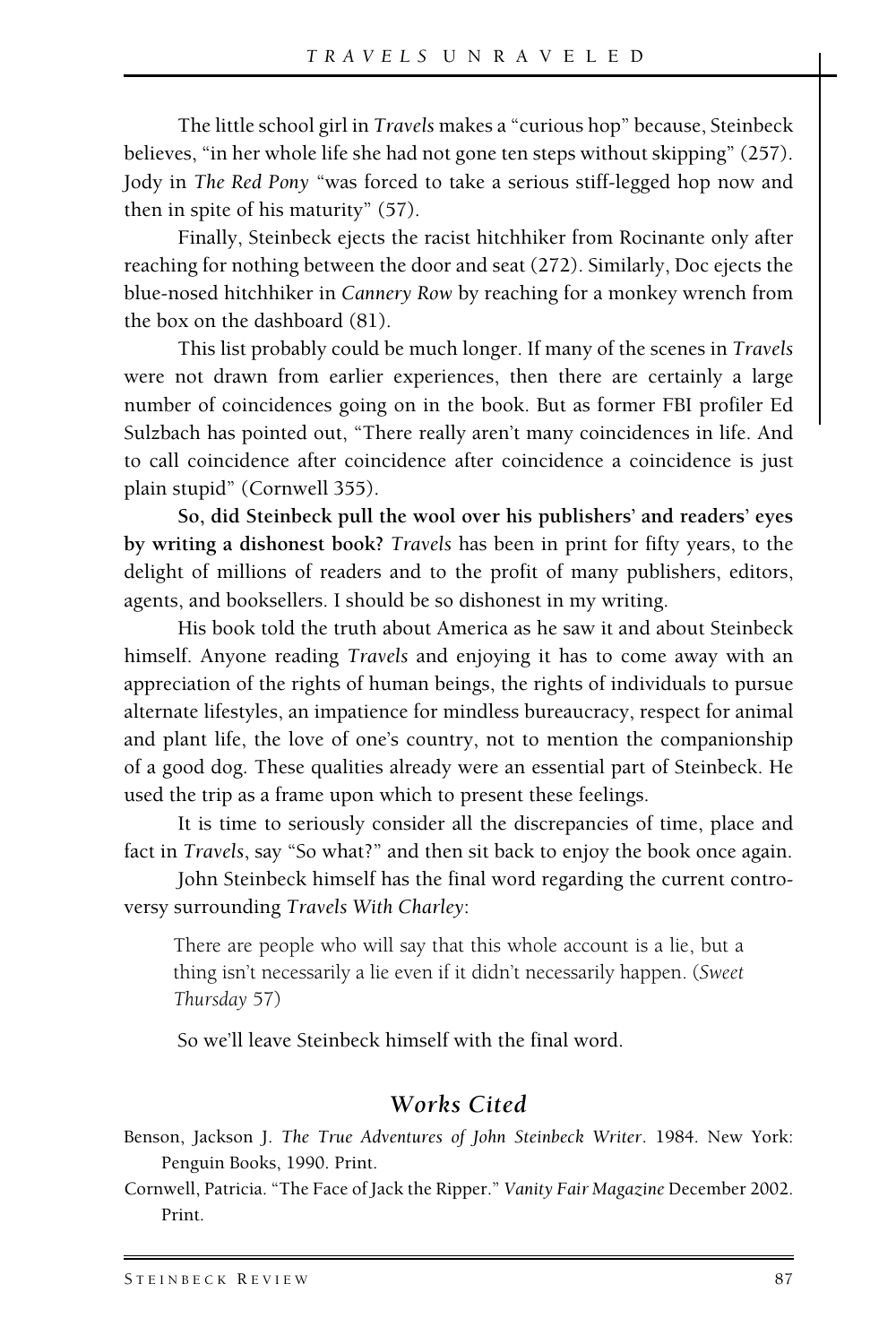The little school girl in *Travels* makes a "curious hop" because, Steinbeck believes, "in her whole life she had not gone ten steps without skipping" (257). Jody in *The Red Pony* "was forced to take a serious stiff-legged hop now and then in spite of his maturity" (57).

Finally, Steinbeck ejects the racist hitchhiker from Rocinante only after reaching for nothing between the door and seat (272). Similarly, Doc ejects the blue-nosed hitchhiker in *Cannery Row* by reaching for a monkey wrench from the box on the dashboard (81).

This list probably could be much longer. If many of the scenes in *Travels* were not drawn from earlier experiences, then there are certainly a large number of coincidences going on in the book. But as former FBI profiler Ed Sulzbach has pointed out, "There really aren't many coincidences in life. And to call coincidence after coincidence after coincidence a coincidence is just plain stupid" (Cornwell 355).

**So, did Steinbeck pull the wool over his publishers' and readers' eyes by writing a dishonest book?** *Travels* has been in print for fifty years, to the delight of millions of readers and to the profit of many publishers, editors, agents, and booksellers. I should be so dishonest in my writing.

His book told the truth about America as he saw it and about Steinbeck himself. Anyone reading *Travels* and enjoying it has to come away with an appreciation of the rights of human beings, the rights of individuals to pursue alternate lifestyles, an impatience for mindless bureaucracy, respect for animal and plant life, the love of one's country, not to mention the companionship of a good dog. These qualities already were an essential part of Steinbeck. He used the trip as a frame upon which to present these feelings.

It is time to seriously consider all the discrepancies of time, place and fact in *Travels*, say "So what?" and then sit back to enjoy the book once again.

John Steinbeck himself has the final word regarding the current controversy surrounding *Travels With Charley*:

> There are people who will say that this whole account is a lie, but a thing isn't necessarily a lie even if it didn't necessarily happen. (*Sweet Thursday* 57)

So we'll leave Steinbeck himself with the final word.

## Works Cited

Benson, Jackson J. *The True Adventures of John Steinbeck Writer*. 1984. New York: Penguin Books, 1990. Print.

Cornwell, Patricia. "The Face of Jack the Ripper." *Vanity Fair Magazine* December 2002. Print.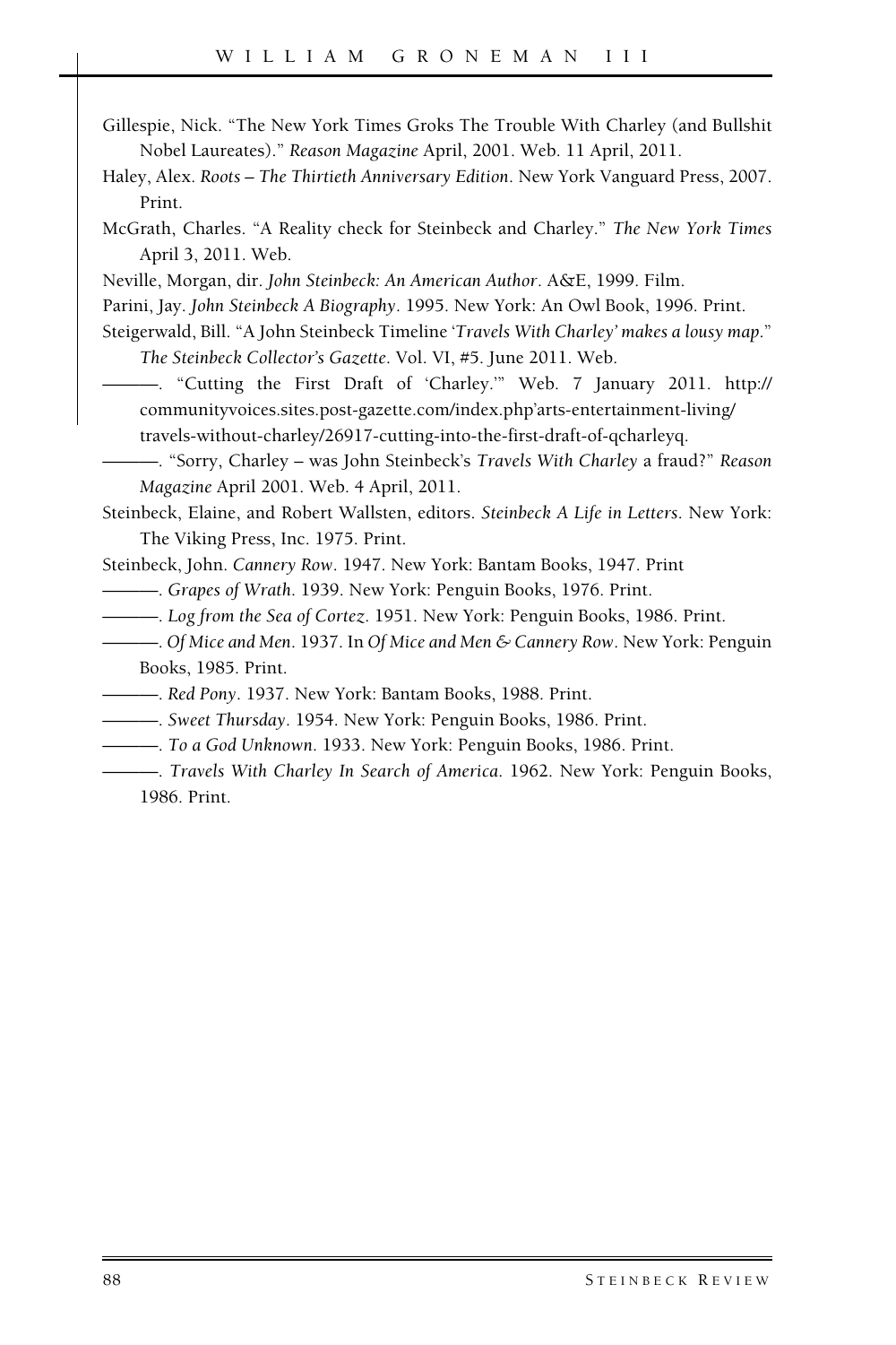Gillespie, Nick. "The New York Times Groks The Trouble With Charley (and Bullshit Nobel Laureates)." *Reason Magazine* April, 2001. Web. 11 April, 2011.

Haley, Alex. *Roots – The Thirtieth Anniversary Edition*. New York Vanguard Press, 2007. Print.

McGrath, Charles. "A Reality check for Steinbeck and Charley." *The New York Times* April 3, 2011. Web.

Neville, Morgan, dir. *John Steinbeck: An American Author*. A&E, 1999. Film.

Parini, Jay. *John Steinbeck A Biography*. 1995. New York: An Owl Book, 1996. Print.

Steigerwald, Bill. "A John Steinbeck Timeline '*Travels With Charley' makes a lousy map*." *The Steinbeck Collector's Gazette*. Vol. VI, #5. June 2011. Web.

———. "Cutting the First Draft of 'Charley.'" Web. 7 January 2011. http://communityvoices.sites.post-gazette.com/index.php'arts-entertainment-living/travels-without-charley/26917-cutting-into-the-first-draft-of-qcharleyq.

———. "Sorry, Charley – was John Steinbeck's *Travels With Charley* a fraud?" *Reason Magazine* April 2001. Web. 4 April, 2011.

Steinbeck, Elaine, and Robert Wallsten, editors. *Steinbeck A Life in Letters*. New York: The Viking Press, Inc. 1975. Print.

Steinbeck, John. *Cannery Row*. 1947. New York: Bantam Books, 1947. Print

———. *Grapes of Wrath*. 1939. New York: Penguin Books, 1976. Print.

———. *Log from the Sea of Cortez*. 1951. New York: Penguin Books, 1986. Print.

———. *Of Mice and Men*. 1937. In *Of Mice and Men & Cannery Row*. New York: Penguin Books, 1985. Print.

———. *Red Pony*. 1937. New York: Bantam Books, 1988. Print.

———. *Sweet Thursday*. 1954. New York: Penguin Books, 1986. Print.

———. *To a God Unknown*. 1933. New York: Penguin Books, 1986. Print.

———. *Travels With Charley In Search of America*. 1962. New York: Penguin Books, 1986. Print.